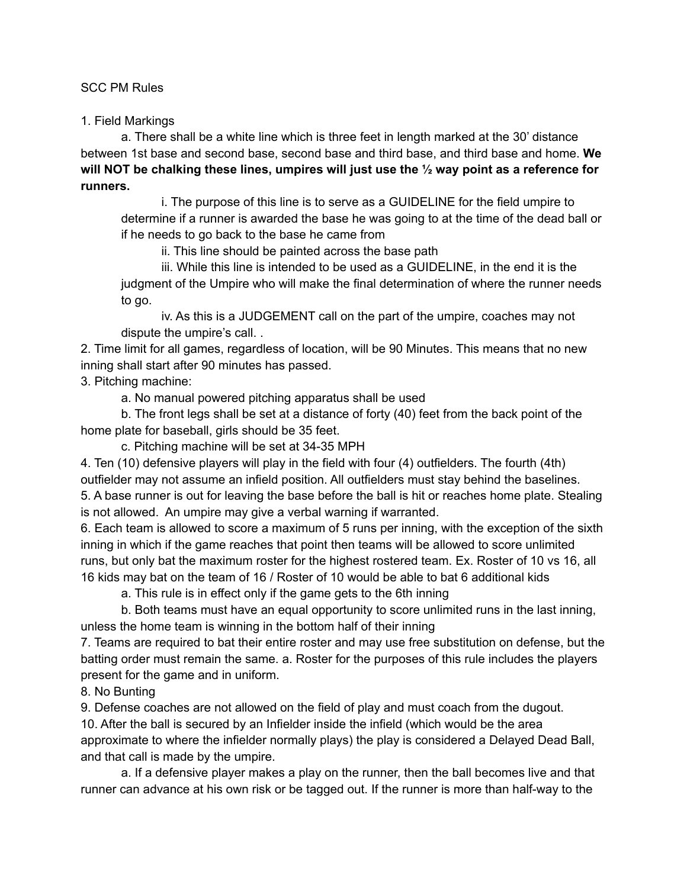SCC PM Rules

1. Field Markings

    a. There shall be a white line which is three feet in length marked at the 30' distance between 1st base and second base, second base and third base, and third base and home. **We will NOT be chalking these lines, umpires will just use the ½ way point as a reference for runners.**

    i. The purpose of this line is to serve as a GUIDELINE for the field umpire to determine if a runner is awarded the base he was going to at the time of the dead ball or if he needs to go back to the base he came from

    ii. This line should be painted across the base path

    iii. While this line is intended to be used as a GUIDELINE, in the end it is the judgment of the Umpire who will make the final determination of where the runner needs to go.

    iv. As this is a JUDGEMENT call on the part of the umpire, coaches may not dispute the umpire's call. .

2. Time limit for all games, regardless of location, will be 90 Minutes. This means that no new inning shall start after 90 minutes has passed.

3. Pitching machine:

    a. No manual powered pitching apparatus shall be used

    b. The front legs shall be set at a distance of forty (40) feet from the back point of the home plate for baseball, girls should be 35 feet.

    c. Pitching machine will be set at 34-35 MPH

4. Ten (10) defensive players will play in the field with four (4) outfielders. The fourth (4th) outfielder may not assume an infield position. All outfielders must stay behind the baselines.

5. A base runner is out for leaving the base before the ball is hit or reaches home plate. Stealing is not allowed. An umpire may give a verbal warning if warranted.

6. Each team is allowed to score a maximum of 5 runs per inning, with the exception of the sixth inning in which if the game reaches that point then teams will be allowed to score unlimited runs, but only bat the maximum roster for the highest rostered team. Ex. Roster of 10 vs 16, all 16 kids may bat on the team of 16 / Roster of 10 would be able to bat 6 additional kids

    a. This rule is in effect only if the game gets to the 6th inning

    b. Both teams must have an equal opportunity to score unlimited runs in the last inning, unless the home team is winning in the bottom half of their inning

7. Teams are required to bat their entire roster and may use free substitution on defense, but the batting order must remain the same. a. Roster for the purposes of this rule includes the players present for the game and in uniform.

8. No Bunting

9. Defense coaches are not allowed on the field of play and must coach from the dugout.

10. After the ball is secured by an Infielder inside the infield (which would be the area approximate to where the infielder normally plays) the play is considered a Delayed Dead Ball, and that call is made by the umpire.

    a. If a defensive player makes a play on the runner, then the ball becomes live and that runner can advance at his own risk or be tagged out. If the runner is more than half-way to the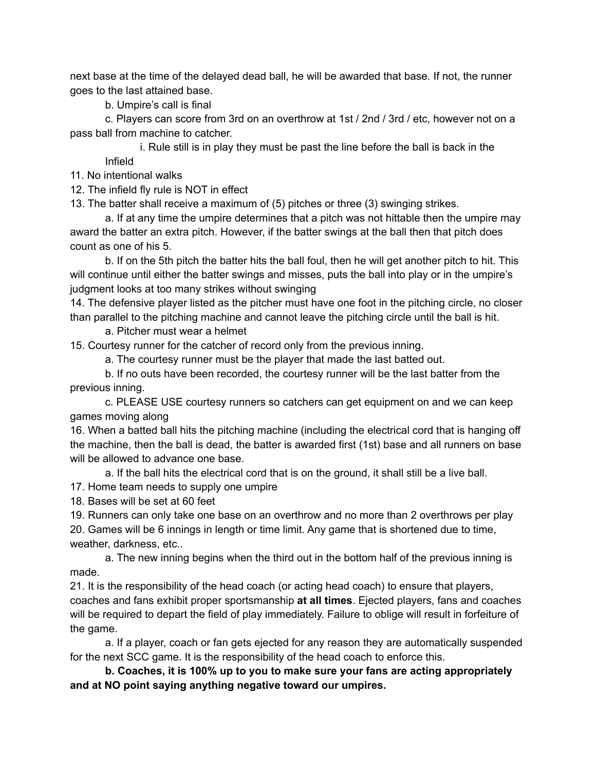next base at the time of the delayed dead ball, he will be awarded that base. If not, the runner goes to the last attained base.

b. Umpire's call is final

c. Players can score from 3rd on an overthrow at 1st / 2nd / 3rd / etc, however not on a pass ball from machine to catcher.

i. Rule still is in play they must be past the line before the ball is back in the Infield

11. No intentional walks
12. The infield fly rule is NOT in effect
13. The batter shall receive a maximum of (5) pitches or three (3) swinging strikes.

a. If at any time the umpire determines that a pitch was not hittable then the umpire may award the batter an extra pitch. However, if the batter swings at the ball then that pitch does count as one of his 5.

b. If on the 5th pitch the batter hits the ball foul, then he will get another pitch to hit. This will continue until either the batter swings and misses, puts the ball into play or in the umpire's judgment looks at too many strikes without swinging

14. The defensive player listed as the pitcher must have one foot in the pitching circle, no closer than parallel to the pitching machine and cannot leave the pitching circle until the ball is hit.

a. Pitcher must wear a helmet

15. Courtesy runner for the catcher of record only from the previous inning.

a. The courtesy runner must be the player that made the last batted out.

b. If no outs have been recorded, the courtesy runner will be the last batter from the previous inning.

c. PLEASE USE courtesy runners so catchers can get equipment on and we can keep games moving along

16. When a batted ball hits the pitching machine (including the electrical cord that is hanging off the machine, then the ball is dead, the batter is awarded first (1st) base and all runners on base will be allowed to advance one base.

a. If the ball hits the electrical cord that is on the ground, it shall still be a live ball.

17. Home team needs to supply one umpire
18. Bases will be set at 60 feet
19. Runners can only take one base on an overthrow and no more than 2 overthrows per play
20. Games will be 6 innings in length or time limit. Any game that is shortened due to time, weather, darkness, etc..

a. The new inning begins when the third out in the bottom half of the previous inning is made.

21. It is the responsibility of the head coach (or acting head coach) to ensure that players, coaches and fans exhibit proper sportsmanship **at all times**. Ejected players, fans and coaches will be required to depart the field of play immediately. Failure to oblige will result in forfeiture of the game.

a. If a player, coach or fan gets ejected for any reason they are automatically suspended for the next SCC game. It is the responsibility of the head coach to enforce this.

**b. Coaches, it is 100% up to you to make sure your fans are acting appropriately and at NO point saying anything negative toward our umpires.**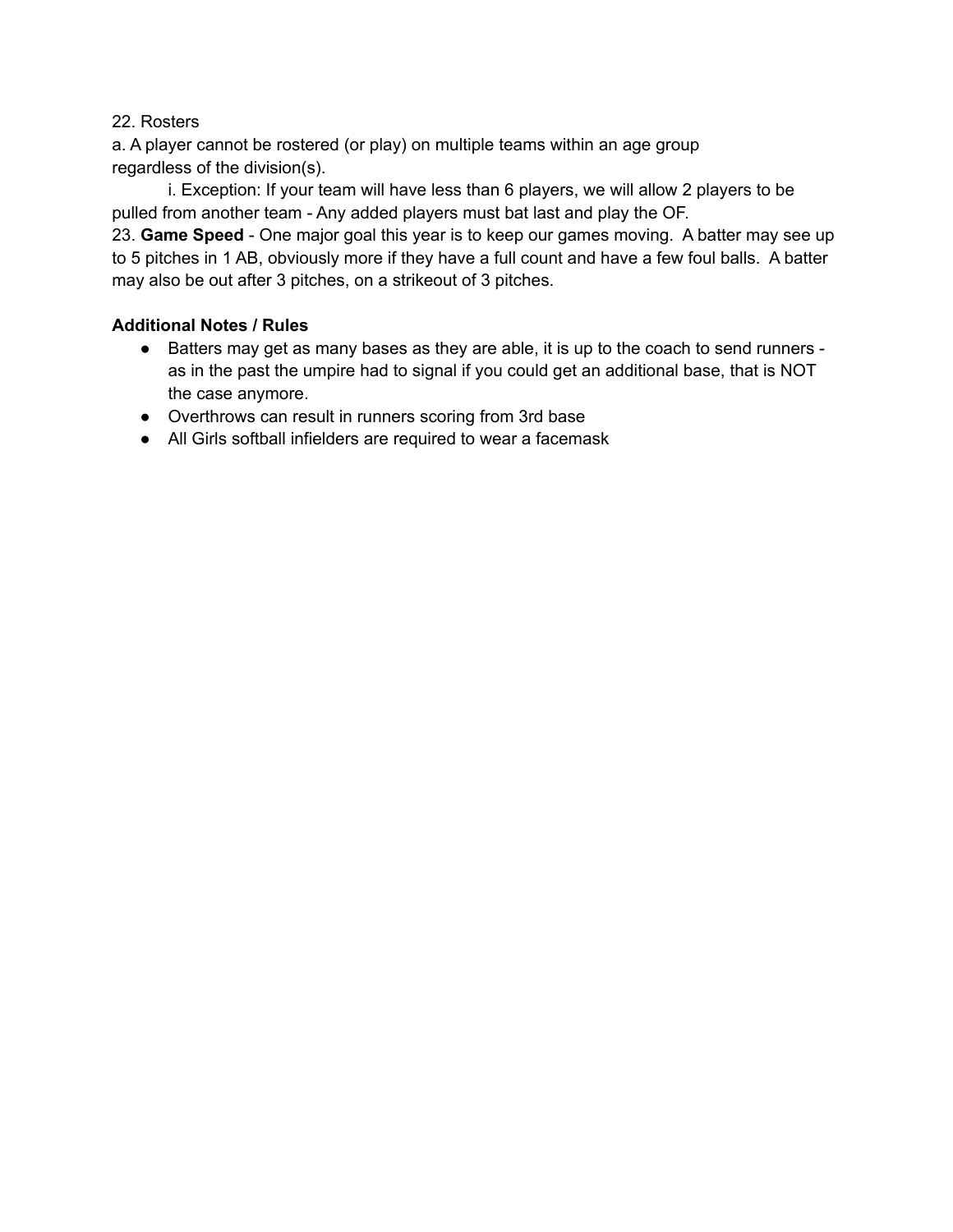22. Rosters

a. A player cannot be rostered (or play) on multiple teams within an age group regardless of the division(s).

i. Exception: If your team will have less than 6 players, we will allow 2 players to be pulled from another team - Any added players must bat last and play the OF.

23. **Game Speed** - One major goal this year is to keep our games moving. A batter may see up to 5 pitches in 1 AB, obviously more if they have a full count and have a few foul balls. A batter may also be out after 3 pitches, on a strikeout of 3 pitches.

**Additional Notes / Rules**

- Batters may get as many bases as they are able, it is up to the coach to send runners - as in the past the umpire had to signal if you could get an additional base, that is NOT the case anymore.
- Overthrows can result in runners scoring from 3rd base
- All Girls softball infielders are required to wear a facemask